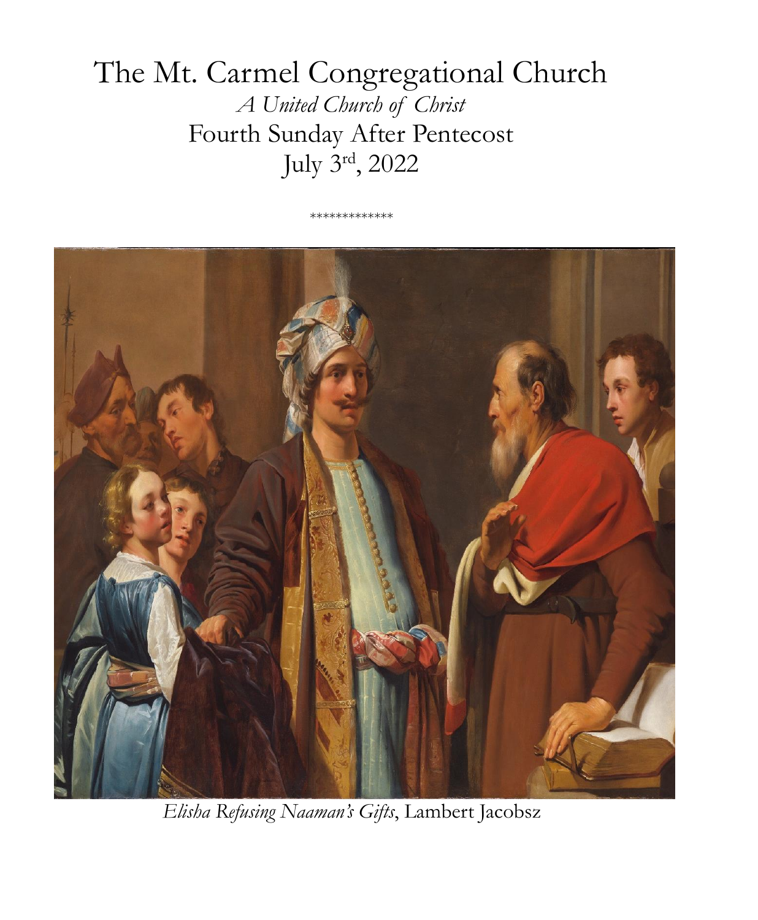# The Mt. Carmel Congregational Church

*A United Church of Christ*

Fourth Sunday After Pentecost

July 3rd, 2022

*************

*Elisha Refusing Naaman's Gifts*, Lambert Jacobsz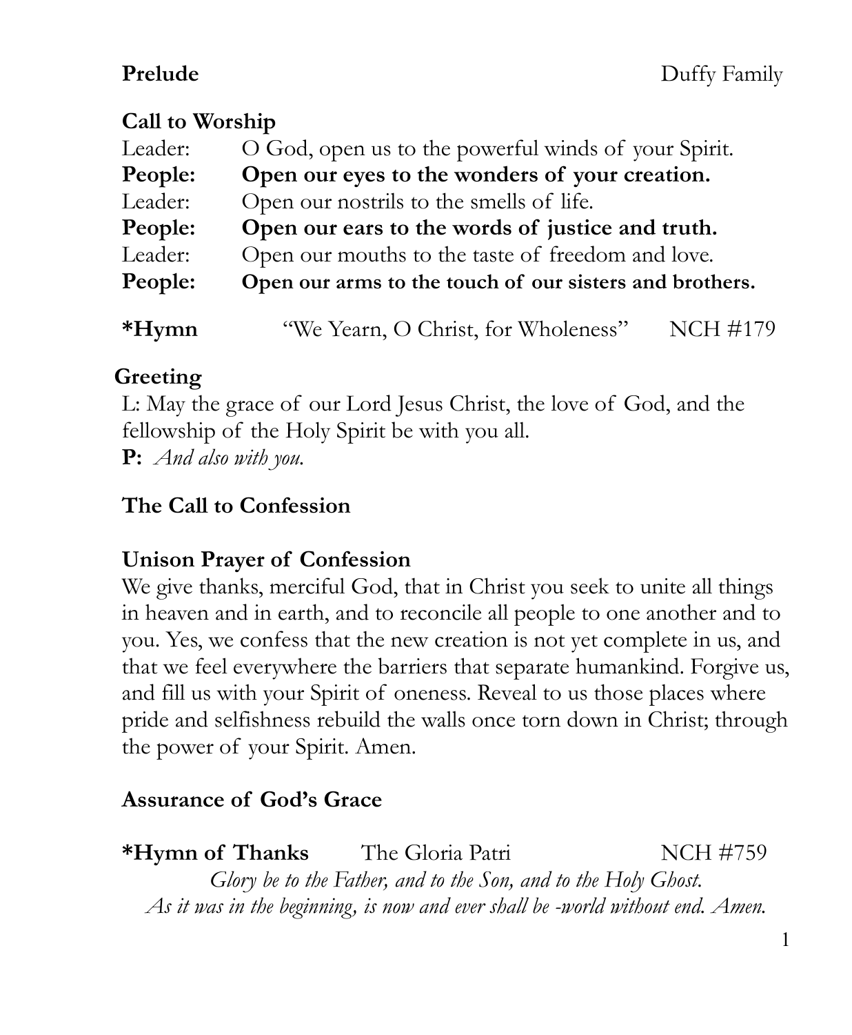**Prelude** Duffy Family

**Call to Worship**

Leader: O God, open us to the powerful winds of your Spirit.
**People: Open our eyes to the wonders of your creation.**
Leader: Open our nostrils to the smells of life.
**People: Open our ears to the words of justice and truth.**
Leader: Open our mouths to the taste of freedom and love.
**People: Open our arms to the touch of our sisters and brothers.**

**\*Hymn** "We Yearn, O Christ, for Wholeness" NCH #179

**Greeting**

L: May the grace of our Lord Jesus Christ, the love of God, and the fellowship of the Holy Spirit be with you all.
**P:** *And also with you.*

**The Call to Confession**

**Unison Prayer of Confession**

We give thanks, merciful God, that in Christ you seek to unite all things in heaven and in earth, and to reconcile all people to one another and to you. Yes, we confess that the new creation is not yet complete in us, and that we feel everywhere the barriers that separate humankind. Forgive us, and fill us with your Spirit of oneness. Reveal to us those places where pride and selfishness rebuild the walls once torn down in Christ; through the power of your Spirit. Amen.

**Assurance of God's Grace**

**\*Hymn of Thanks** The Gloria Patri NCH #759

*Glory be to the Father, and to the Son, and to the Holy Ghost.*
*As it was in the beginning, is now and ever shall be -world without end. Amen.*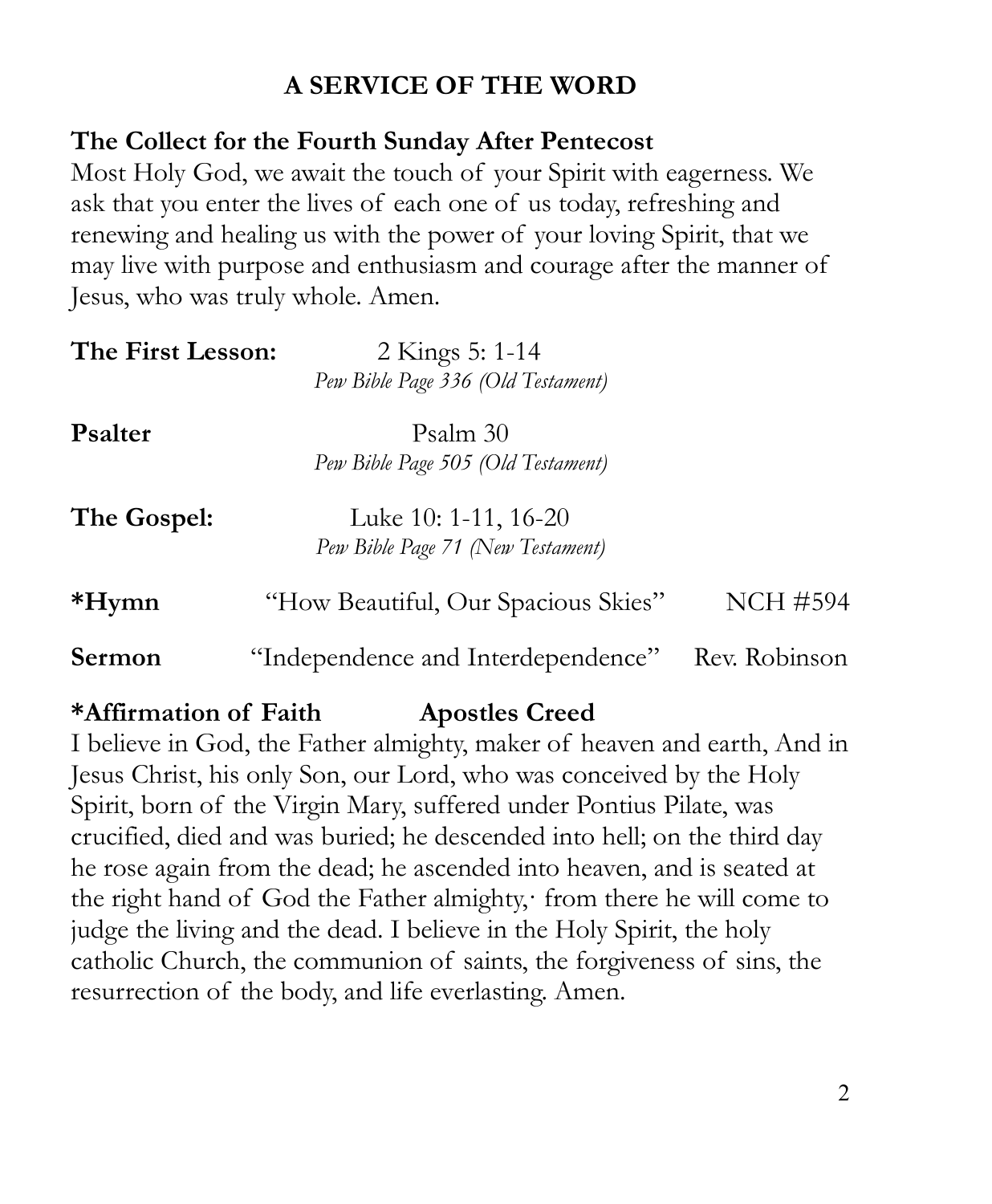## A SERVICE OF THE WORD

**The Collect for the Fourth Sunday After Pentecost**

Most Holy God, we await the touch of your Spirit with eagerness. We ask that you enter the lives of each one of us today, refreshing and renewing and healing us with the power of your loving Spirit, that we may live with purpose and enthusiasm and courage after the manner of Jesus, who was truly whole. Amen.

**The First Lesson:** 2 Kings 5: 1-14
*Pew Bible Page 336 (Old Testament)*

**Psalter** Psalm 30
*Pew Bible Page 505 (Old Testament)*

**The Gospel:** Luke 10: 1-11, 16-20
*Pew Bible Page 71 (New Testament)*

**\*Hymn** "How Beautiful, Our Spacious Skies" NCH #594

**Sermon** "Independence and Interdependence" Rev. Robinson

**\*Affirmation of Faith Apostles Creed**

I believe in God, the Father almighty, maker of heaven and earth, And in Jesus Christ, his only Son, our Lord, who was conceived by the Holy Spirit, born of the Virgin Mary, suffered under Pontius Pilate, was crucified, died and was buried; he descended into hell; on the third day he rose again from the dead; he ascended into heaven, and is seated at the right hand of God the Father almighty,· from there he will come to judge the living and the dead. I believe in the Holy Spirit, the holy catholic Church, the communion of saints, the forgiveness of sins, the resurrection of the body, and life everlasting. Amen.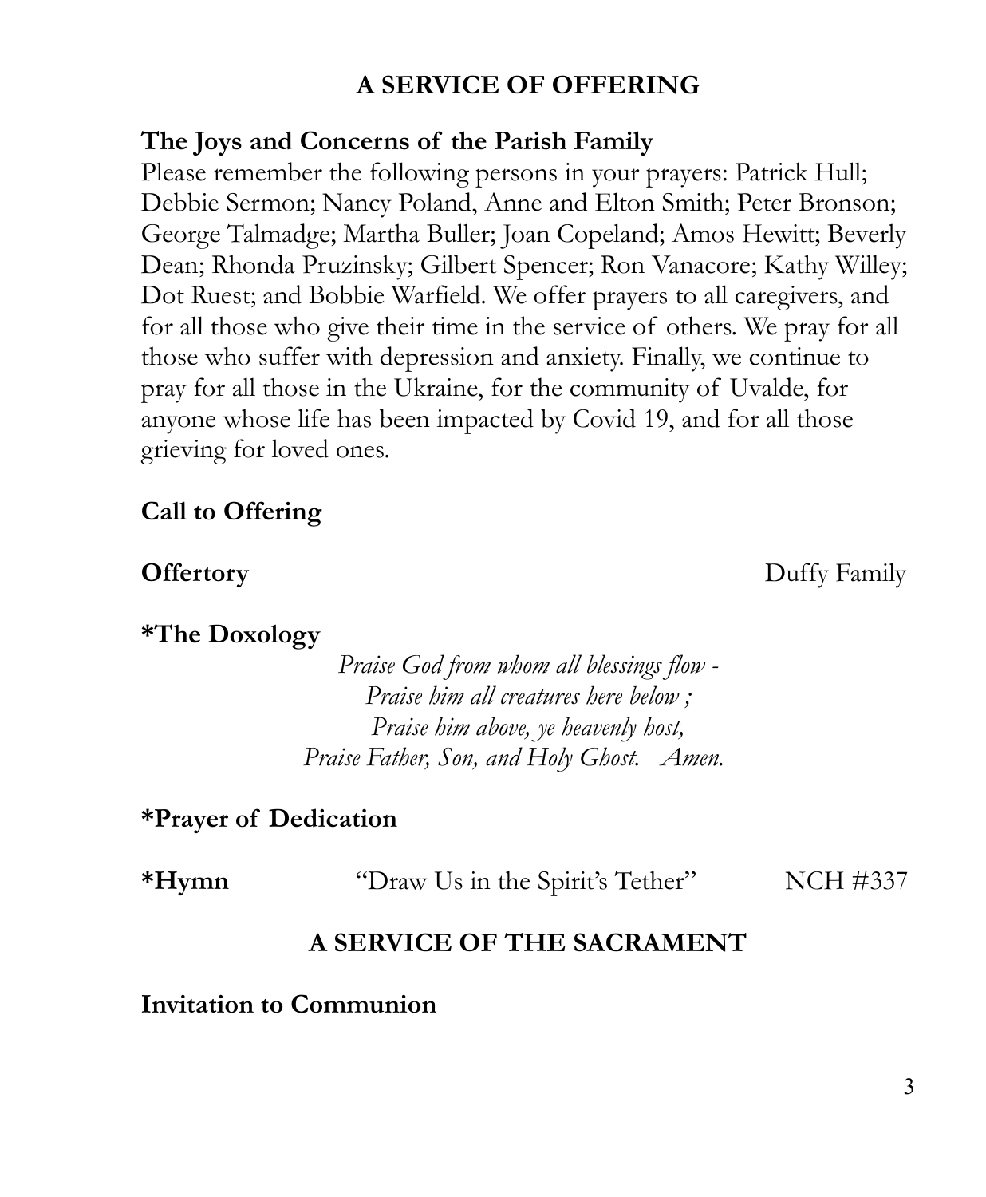## A SERVICE OF OFFERING

**The Joys and Concerns of the Parish Family**

Please remember the following persons in your prayers: Patrick Hull; Debbie Sermon; Nancy Poland, Anne and Elton Smith; Peter Bronson; George Talmadge; Martha Buller; Joan Copeland; Amos Hewitt; Beverly Dean; Rhonda Pruzinsky; Gilbert Spencer; Ron Vanacore; Kathy Willey; Dot Ruest; and Bobbie Warfield. We offer prayers to all caregivers, and for all those who give their time in the service of others. We pray for all those who suffer with depression and anxiety. Finally, we continue to pray for all those in the Ukraine, for the community of Uvalde, for anyone whose life has been impacted by Covid 19, and for all those grieving for loved ones.

**Call to Offering**

**Offertory** — Duffy Family

**\*The Doxology**

*Praise God from whom all blessings flow -*
*Praise him all creatures here below ;*
*Praise him above, ye heavenly host,*
*Praise Father, Son, and Holy Ghost. Amen.*

**\*Prayer of Dedication**

**\*Hymn** — "Draw Us in the Spirit's Tether" — NCH #337

## A SERVICE OF THE SACRAMENT

**Invitation to Communion**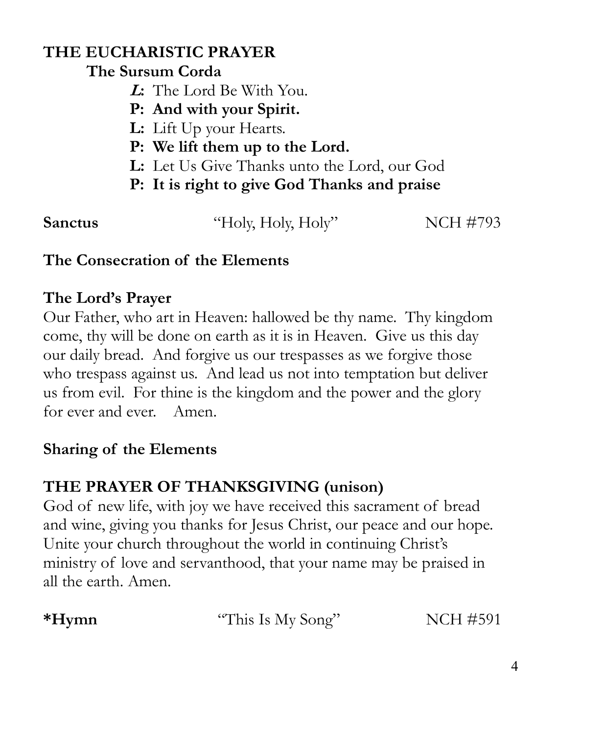## THE EUCHARISTIC PRAYER

### The Sursum Corda

*L*: The Lord Be With You.

**P: And with your Spirit.**

**L:** Lift Up your Hearts.

**P: We lift them up to the Lord.**

**L:** Let Us Give Thanks unto the Lord, our God

**P: It is right to give God Thanks and praise**

**Sanctus** "Holy, Holy, Holy" NCH #793

**The Consecration of the Elements**

**The Lord's Prayer**

Our Father, who art in Heaven: hallowed be thy name. Thy kingdom come, thy will be done on earth as it is in Heaven. Give us this day our daily bread. And forgive us our trespasses as we forgive those who trespass against us. And lead us not into temptation but deliver us from evil. For thine is the kingdom and the power and the glory for ever and ever. Amen.

**Sharing of the Elements**

## THE PRAYER OF THANKSGIVING (unison)

God of new life, with joy we have received this sacrament of bread and wine, giving you thanks for Jesus Christ, our peace and our hope. Unite your church throughout the world in continuing Christ's ministry of love and servanthood, that your name may be praised in all the earth. Amen.

**\*Hymn** "This Is My Song" NCH #591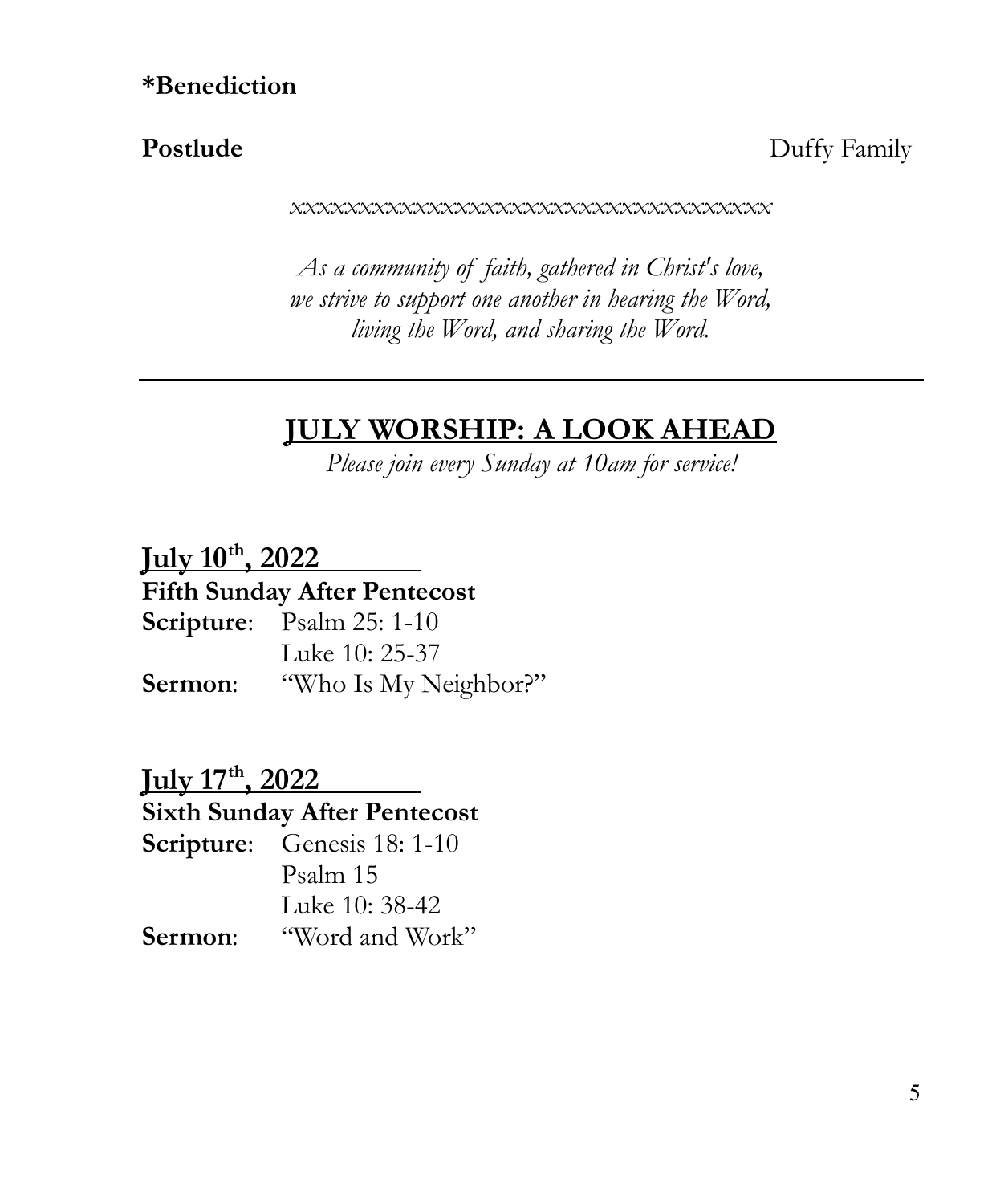**\*Benediction**

**Postlude** Duffy Family

*xxxxxxxxxxxxxxxxxxxxxxxxxxxxxxxxxxx*

*As a community of faith, gathered in Christ's love,*
*we strive to support one another in hearing the Word,*
*living the Word, and sharing the Word.*

---

## JULY WORSHIP: A LOOK AHEAD

*Please join every Sunday at 10am for service!*

### July 10th, 2022

**Fifth Sunday After Pentecost**

**Scripture**: Psalm 25: 1-10
Luke 10: 25-37

**Sermon**: "Who Is My Neighbor?"

### July 17th, 2022

**Sixth Sunday After Pentecost**

**Scripture**: Genesis 18: 1-10
Psalm 15
Luke 10: 38-42

**Sermon**: "Word and Work"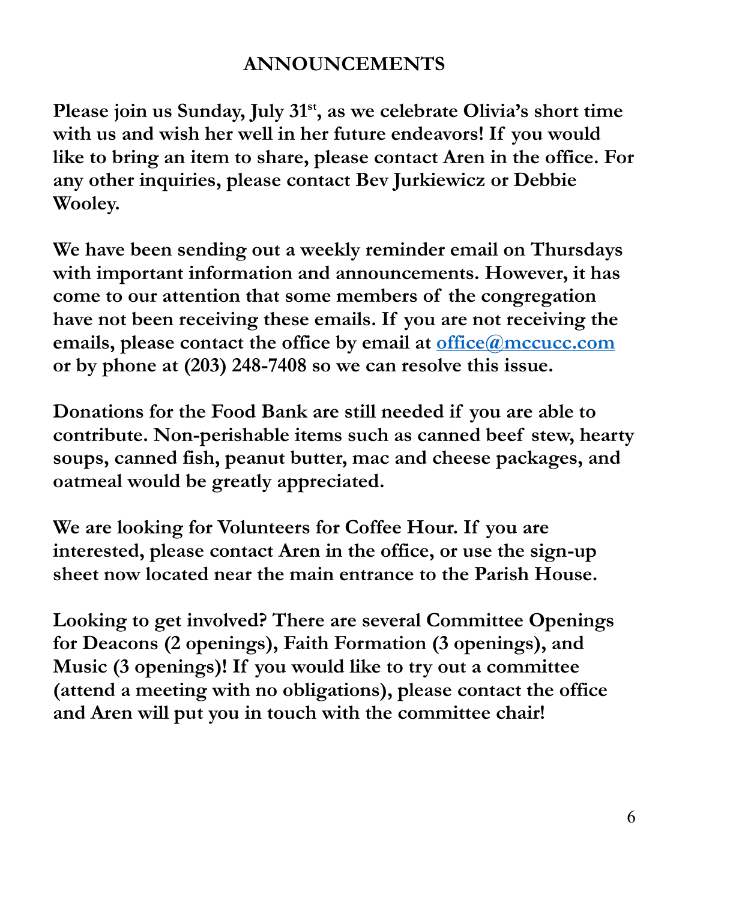## ANNOUNCEMENTS

**Please join us Sunday, July 31st, as we celebrate Olivia's short time with us and wish her well in her future endeavors! If you would like to bring an item to share, please contact Aren in the office. For any other inquiries, please contact Bev Jurkiewicz or Debbie Wooley.**

**We have been sending out a weekly reminder email on Thursdays with important information and announcements. However, it has come to our attention that some members of the congregation have not been receiving these emails. If you are not receiving the emails, please contact the office by email at office@mccucc.com or by phone at (203) 248-7408 so we can resolve this issue.**

**Donations for the Food Bank are still needed if you are able to contribute. Non-perishable items such as canned beef stew, hearty soups, canned fish, peanut butter, mac and cheese packages, and oatmeal would be greatly appreciated.**

**We are looking for Volunteers for Coffee Hour. If you are interested, please contact Aren in the office, or use the sign-up sheet now located near the main entrance to the Parish House.**

**Looking to get involved? There are several Committee Openings for Deacons (2 openings), Faith Formation (3 openings), and Music (3 openings)! If you would like to try out a committee (attend a meeting with no obligations), please contact the office and Aren will put you in touch with the committee chair!**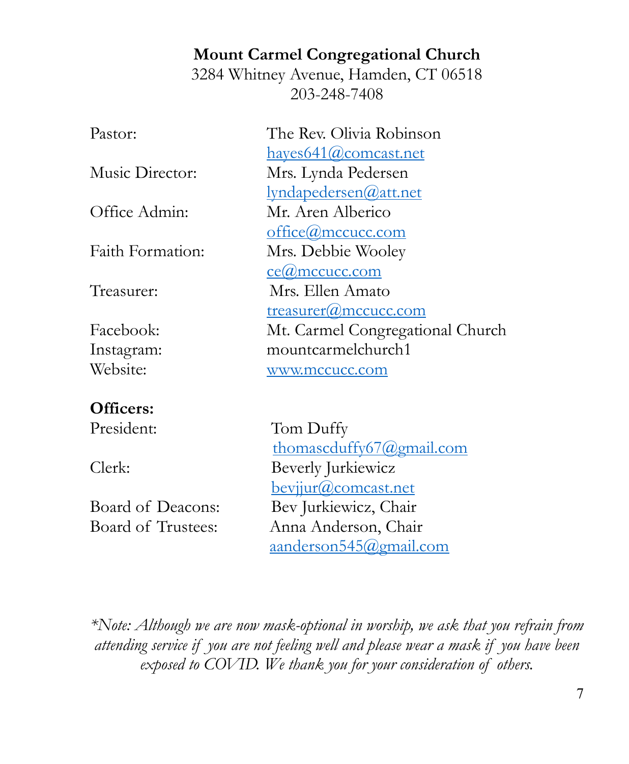**Mount Carmel Congregational Church**

3284 Whitney Avenue, Hamden, CT 06518

203-248-7408

| | |
|---|---|
| Pastor: | The Rev. Olivia Robinson<br>hayes641@comcast.net |
| Music Director: | Mrs. Lynda Pedersen<br>lyndapedersen@att.net |
| Office Admin: | Mr. Aren Alberico<br>office@mccucc.com |
| Faith Formation: | Mrs. Debbie Wooley<br>ce@mccucc.com |
| Treasurer: | Mrs. Ellen Amato<br>treasurer@mccucc.com |
| Facebook: | Mt. Carmel Congregational Church |
| Instagram: | mountcarmelchurch1 |
| Website: | www.mccucc.com |

**Officers:**

| | |
|---|---|
| President: | Tom Duffy<br>thomascduffy67@gmail.com |
| Clerk: | Beverly Jurkiewicz<br>bevjjur@comcast.net |
| Board of Deacons: | Bev Jurkiewicz, Chair |
| Board of Trustees: | Anna Anderson, Chair<br>aanderson545@gmail.com |

*\*Note: Although we are now mask-optional in worship, we ask that you refrain from attending service if you are not feeling well and please wear a mask if you have been exposed to COVID. We thank you for your consideration of others.*